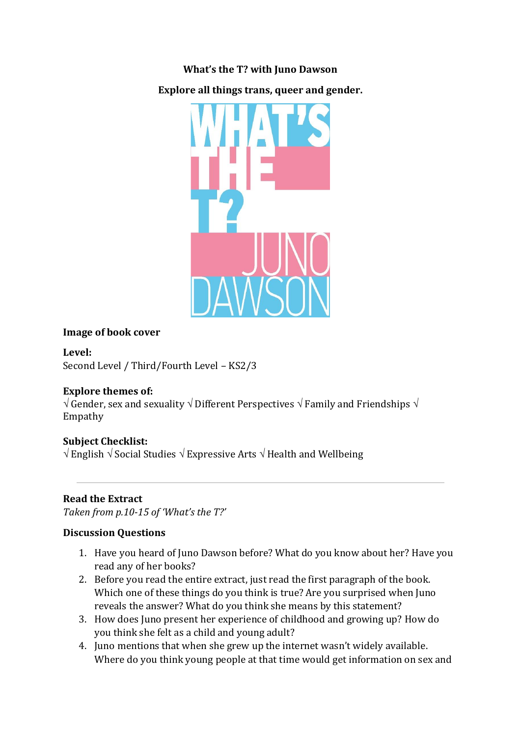**What's the T? with Juno Dawson**

**Explore all things trans, queer and gender.**

**Image of book cover**

**Level:**
Second Level / Third/Fourth Level – KS2/3

**Explore themes of:**
√ Gender, sex and sexuality √ Different Perspectives √ Family and Friendships √ Empathy

**Subject Checklist:**
√ English √ Social Studies √ Expressive Arts √ Health and Wellbeing

---

**Read the Extract**
*Taken from p.10-15 of 'What's the T?'*

**Discussion Questions**

1. Have you heard of Juno Dawson before? What do you know about her? Have you read any of her books?
2. Before you read the entire extract, just read the first paragraph of the book. Which one of these things do you think is true? Are you surprised when Juno reveals the answer? What do you think she means by this statement?
3. How does Juno present her experience of childhood and growing up? How do you think she felt as a child and young adult?
4. Juno mentions that when she grew up the internet wasn't widely available. Where do you think young people at that time would get information on sex and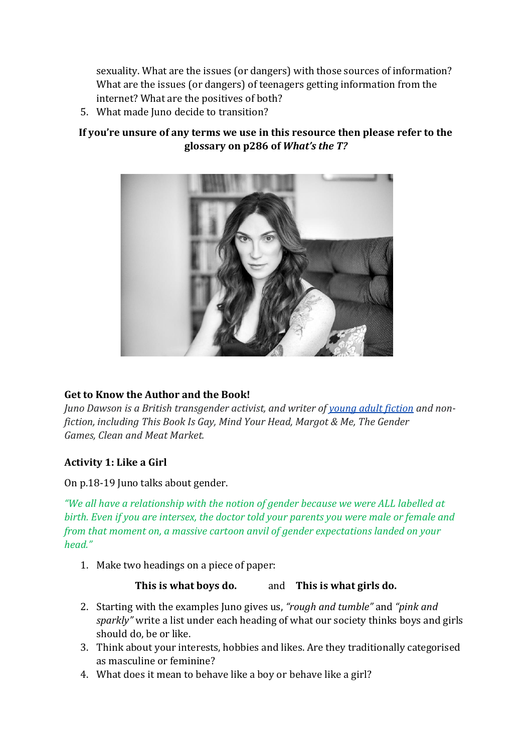sexuality. What are the issues (or dangers) with those sources of information? What are the issues (or dangers) of teenagers getting information from the internet? What are the positives of both?

5. What made Juno decide to transition?

**If you're unsure of any terms we use in this resource then please refer to the glossary on p286 of *What's the T?***

**Get to Know the Author and the Book!**

*Juno Dawson is a British transgender activist, and writer of [young adult fiction](young adult fiction) and non-fiction, including This Book Is Gay, Mind Your Head, Margot & Me, The Gender Games, Clean and Meat Market.*

**Activity 1: Like a Girl**

On p.18-19 Juno talks about gender.

*"We all have a relationship with the notion of gender because we were ALL labelled at birth. Even if you are intersex, the doctor told your parents you were male or female and from that moment on, a massive cartoon anvil of gender expectations landed on your head."*

1. Make two headings on a piece of paper:

   **This is what boys do.** and **This is what girls do.**

2. Starting with the examples Juno gives us, *"rough and tumble"* and *"pink and sparkly"* write a list under each heading of what our society thinks boys and girls should do, be or like.
3. Think about your interests, hobbies and likes. Are they traditionally categorised as masculine or feminine?
4. What does it mean to behave like a boy or behave like a girl?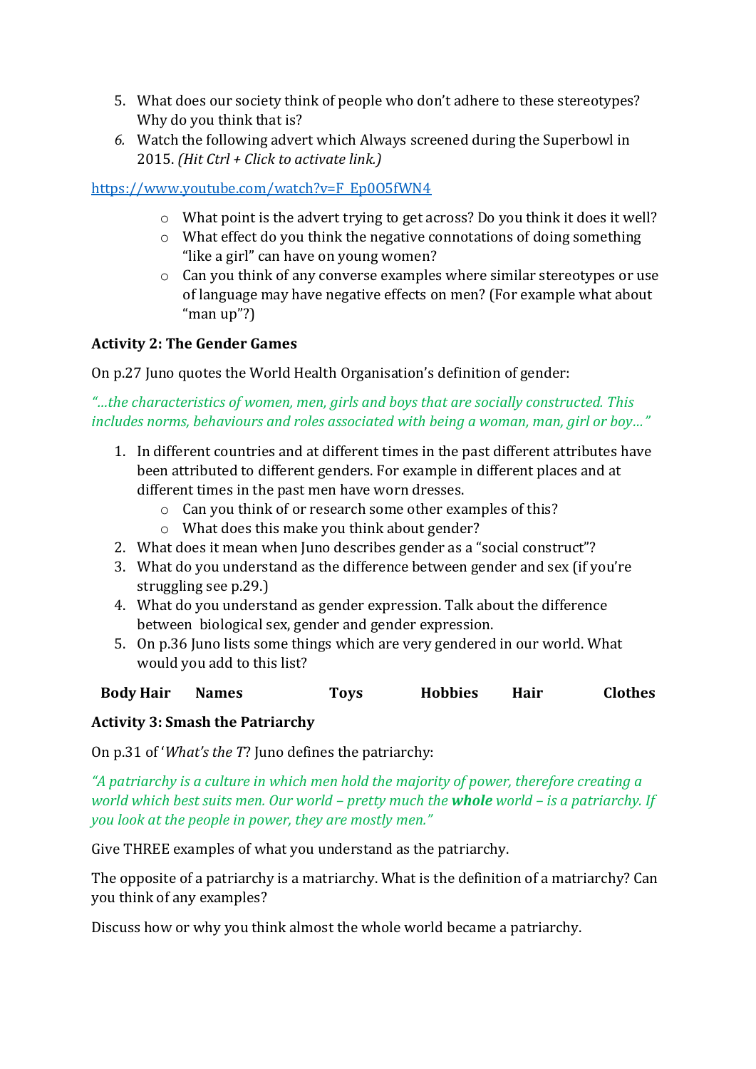5. What does our society think of people who don't adhere to these stereotypes? Why do you think that is?
6. Watch the following advert which Always screened during the Superbowl in 2015. *(Hit Ctrl + Click to activate link.)*

https://www.youtube.com/watch?v=F_Ep0O5fWN4

- What point is the advert trying to get across? Do you think it does it well?
- What effect do you think the negative connotations of doing something "like a girl" can have on young women?
- Can you think of any converse examples where similar stereotypes or use of language may have negative effects on men? (For example what about "man up"?)

**Activity 2: The Gender Games**

On p.27 Juno quotes the World Health Organisation's definition of gender:

*"…the characteristics of women, men, girls and boys that are socially constructed. This includes norms, behaviours and roles associated with being a woman, man, girl or boy…"*

1. In different countries and at different times in the past different attributes have been attributed to different genders. For example in different places and at different times in the past men have worn dresses.
   - Can you think of or research some other examples of this?
   - What does this make you think about gender?
2. What does it mean when Juno describes gender as a "social construct"?
3. What do you understand as the difference between gender and sex (if you're struggling see p.29.)
4. What do you understand as gender expression. Talk about the difference between biological sex, gender and gender expression.
5. On p.36 Juno lists some things which are very gendered in our world. What would you add to this list?

| Body Hair | Names | Toys | Hobbies | Hair | Clothes |
|---|---|---|---|---|---|

**Activity 3: Smash the Patriarchy**

On p.31 of '*What's the T*? Juno defines the patriarchy:

*"A patriarchy is a culture in which men hold the majority of power, therefore creating a world which best suits men. Our world – pretty much the **whole** world – is a patriarchy. If you look at the people in power, they are mostly men."*

Give THREE examples of what you understand as the patriarchy.

The opposite of a patriarchy is a matriarchy. What is the definition of a matriarchy? Can you think of any examples?

Discuss how or why you think almost the whole world became a patriarchy.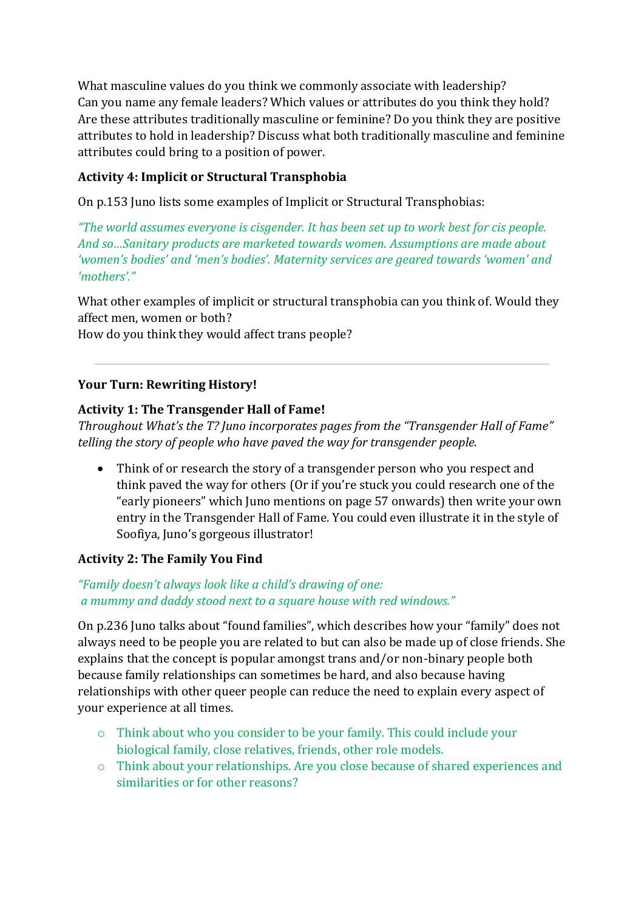What masculine values do you think we commonly associate with leadership?
Can you name any female leaders? Which values or attributes do you think they hold? Are these attributes traditionally masculine or feminine? Do you think they are positive attributes to hold in leadership? Discuss what both traditionally masculine and feminine attributes could bring to a position of power.

**Activity 4: Implicit or Structural Transphobia**

On p.153 Juno lists some examples of Implicit or Structural Transphobias:

*"The world assumes everyone is cisgender. It has been set up to work best for cis people. And so…Sanitary products are marketed towards women. Assumptions are made about 'women's bodies' and 'men's bodies'. Maternity services are geared towards 'women' and 'mothers'."*

What other examples of implicit or structural transphobia can you think of. Would they affect men, women or both?
How do you think they would affect trans people?

---

**Your Turn: Rewriting History!**

**Activity 1: The Transgender Hall of Fame!**
*Throughout What's the T? Juno incorporates pages from the "Transgender Hall of Fame" telling the story of people who have paved the way for transgender people.*

- Think of or research the story of a transgender person who you respect and think paved the way for others (Or if you're stuck you could research one of the "early pioneers" which Juno mentions on page 57 onwards) then write your own entry in the Transgender Hall of Fame. You could even illustrate it in the style of Soofiya, Juno's gorgeous illustrator!

**Activity 2: The Family You Find**

*"Family doesn't always look like a child's drawing of one:*
*a mummy and daddy stood next to a square house with red windows."*

On p.236 Juno talks about "found families", which describes how your "family" does not always need to be people you are related to but can also be made up of close friends. She explains that the concept is popular amongst trans and/or non-binary people both because family relationships can sometimes be hard, and also because having relationships with other queer people can reduce the need to explain every aspect of your experience at all times.

- Think about who you consider to be your family. This could include your biological family, close relatives, friends, other role models.
- Think about your relationships. Are you close because of shared experiences and similarities or for other reasons?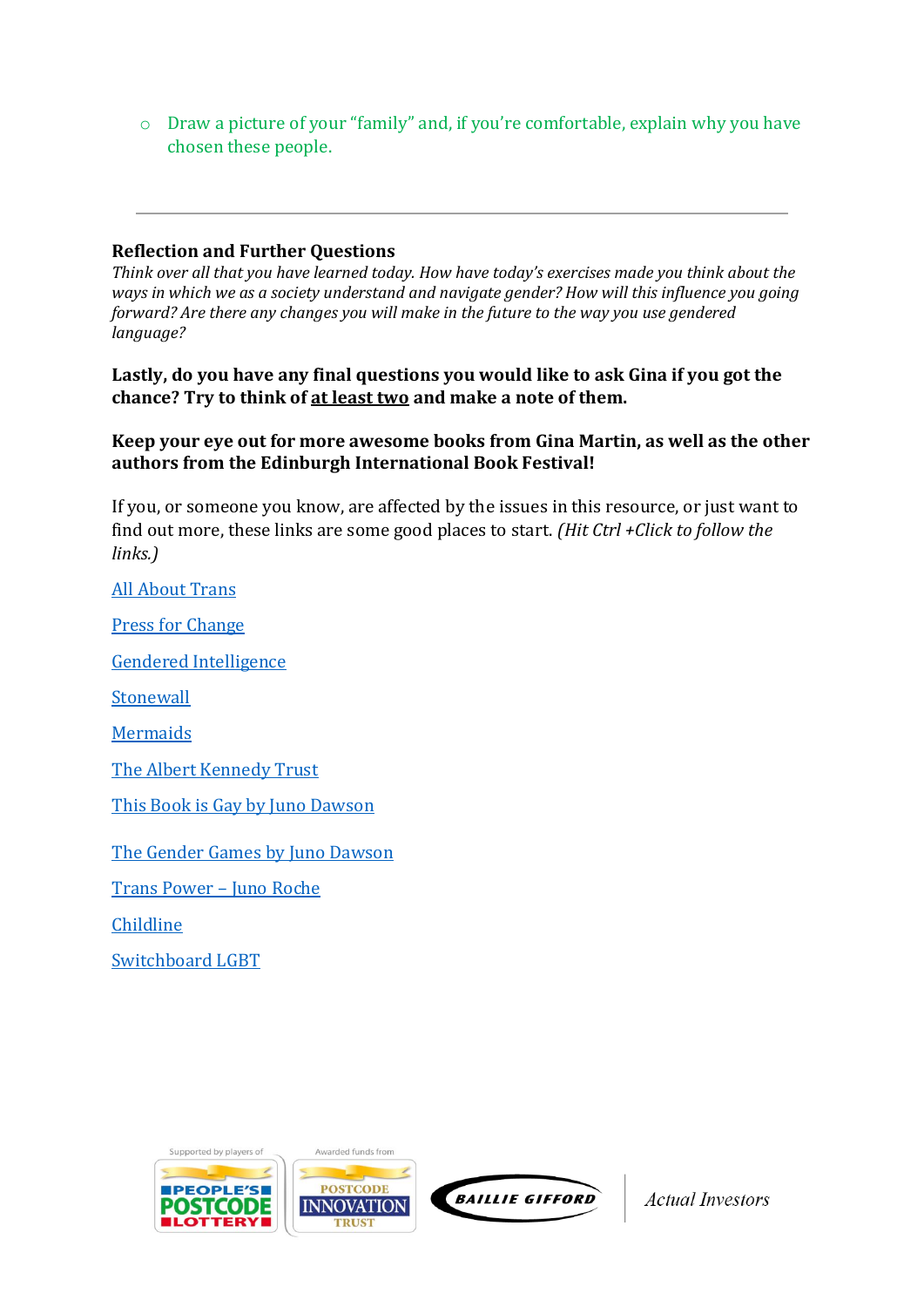- Draw a picture of your "family" and, if you're comfortable, explain why you have chosen these people.

---

**Reflection and Further Questions**

*Think over all that you have learned today. How have today's exercises made you think about the ways in which we as a society understand and navigate gender? How will this influence you going forward? Are there any changes you will make in the future to the way you use gendered language?*

**Lastly, do you have any final questions you would like to ask Gina if you got the chance? Try to think of <u>at least two</u> and make a note of them.**

**Keep your eye out for more awesome books from Gina Martin, as well as the other authors from the Edinburgh International Book Festival!**

If you, or someone you know, are affected by the issues in this resource, or just want to find out more, these links are some good places to start. *(Hit Ctrl +Click to follow the links.)*

All About Trans

Press for Change

Gendered Intelligence

Stonewall

Mermaids

The Albert Kennedy Trust

This Book is Gay by Juno Dawson

The Gender Games by Juno Dawson

Trans Power – Juno Roche

Childline

Switchboard LGBT

Supported by players of PEOPLE'S POSTCODE LOTTERY

Awarded funds from POSTCODE INNOVATION TRUST

BAILLIE GIFFORD | Actual Investors